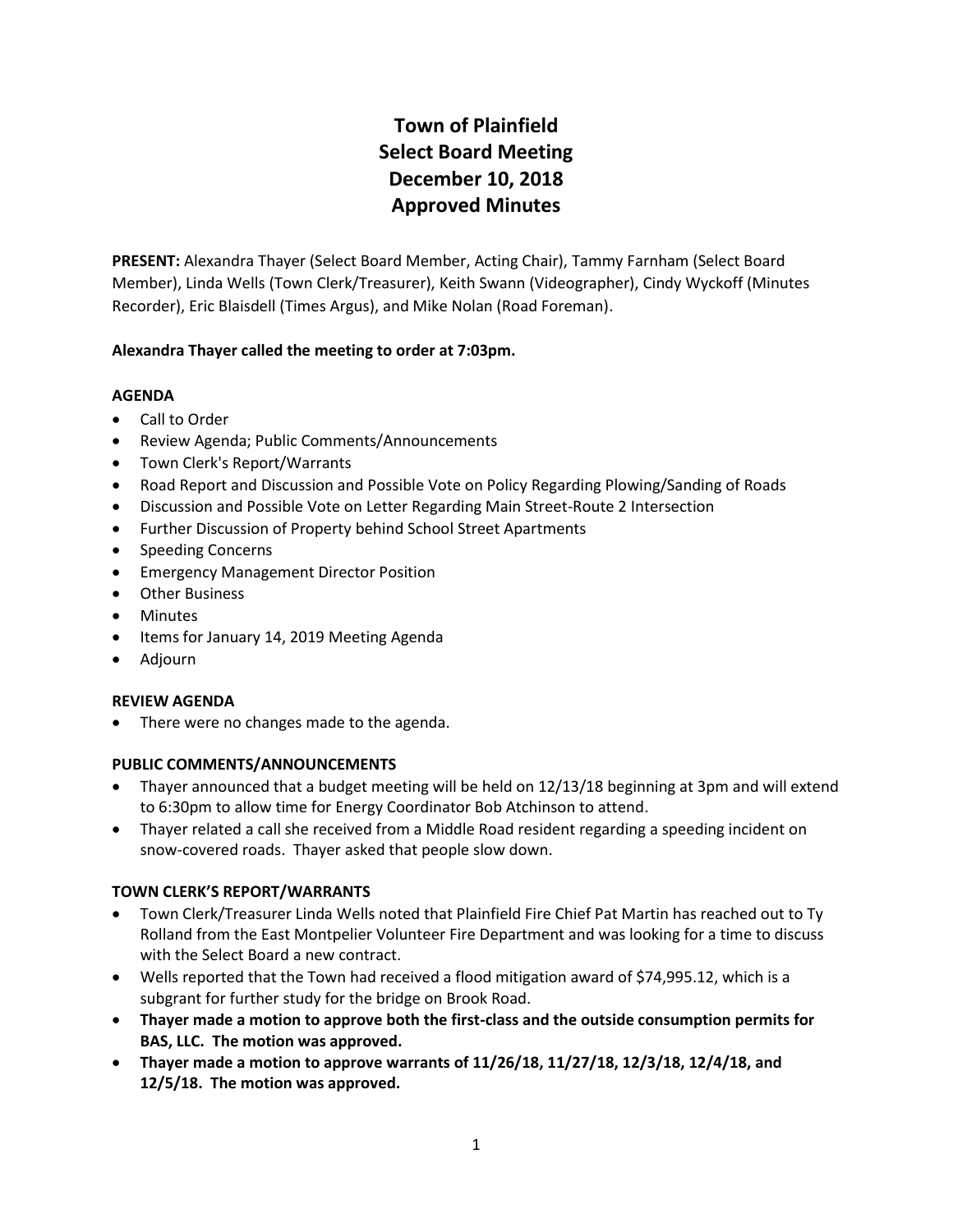# Town of Plainfield
# Select Board Meeting
# December 10, 2018
# Approved Minutes

**PRESENT:** Alexandra Thayer (Select Board Member, Acting Chair), Tammy Farnham (Select Board Member), Linda Wells (Town Clerk/Treasurer), Keith Swann (Videographer), Cindy Wyckoff (Minutes Recorder), Eric Blaisdell (Times Argus), and Mike Nolan (Road Foreman).

**Alexandra Thayer called the meeting to order at 7:03pm.**

**AGENDA**

- Call to Order
- Review Agenda; Public Comments/Announcements
- Town Clerk's Report/Warrants
- Road Report and Discussion and Possible Vote on Policy Regarding Plowing/Sanding of Roads
- Discussion and Possible Vote on Letter Regarding Main Street-Route 2 Intersection
- Further Discussion of Property behind School Street Apartments
- Speeding Concerns
- Emergency Management Director Position
- Other Business
- Minutes
- Items for January 14, 2019 Meeting Agenda
- Adjourn

**REVIEW AGENDA**

- There were no changes made to the agenda.

**PUBLIC COMMENTS/ANNOUNCEMENTS**

- Thayer announced that a budget meeting will be held on 12/13/18 beginning at 3pm and will extend to 6:30pm to allow time for Energy Coordinator Bob Atchinson to attend.
- Thayer related a call she received from a Middle Road resident regarding a speeding incident on snow-covered roads. Thayer asked that people slow down.

**TOWN CLERK'S REPORT/WARRANTS**

- Town Clerk/Treasurer Linda Wells noted that Plainfield Fire Chief Pat Martin has reached out to Ty Rolland from the East Montpelier Volunteer Fire Department and was looking for a time to discuss with the Select Board a new contract.
- Wells reported that the Town had received a flood mitigation award of $74,995.12, which is a subgrant for further study for the bridge on Brook Road.
- **Thayer made a motion to approve both the first-class and the outside consumption permits for BAS, LLC. The motion was approved.**
- **Thayer made a motion to approve warrants of 11/26/18, 11/27/18, 12/3/18, 12/4/18, and 12/5/18. The motion was approved.**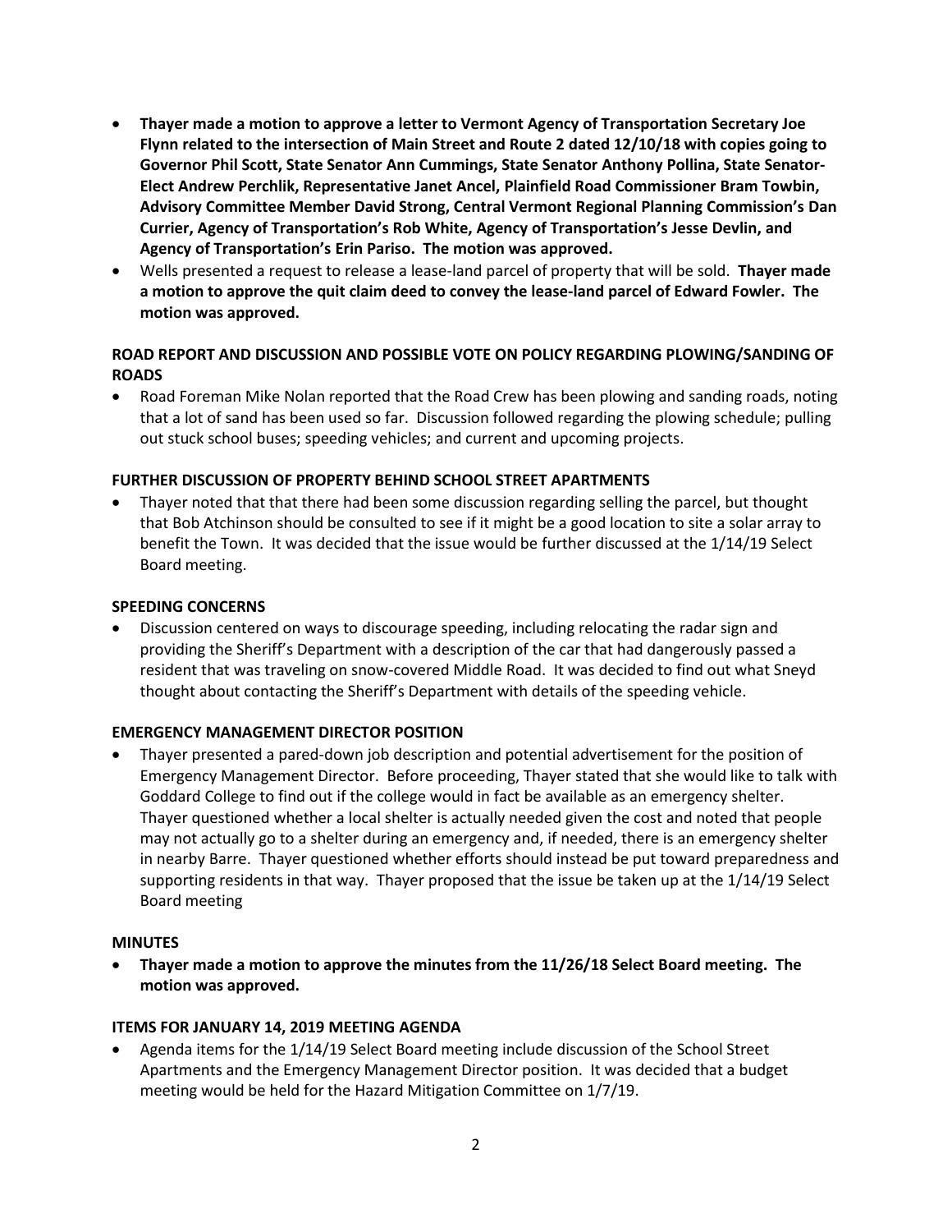- **Thayer made a motion to approve a letter to Vermont Agency of Transportation Secretary Joe Flynn related to the intersection of Main Street and Route 2 dated 12/10/18 with copies going to Governor Phil Scott, State Senator Ann Cummings, State Senator Anthony Pollina, State Senator-Elect Andrew Perchlik, Representative Janet Ancel, Plainfield Road Commissioner Bram Towbin, Advisory Committee Member David Strong, Central Vermont Regional Planning Commission's Dan Currier, Agency of Transportation's Rob White, Agency of Transportation's Jesse Devlin, and Agency of Transportation's Erin Pariso. The motion was approved.**
- Wells presented a request to release a lease-land parcel of property that will be sold. **Thayer made a motion to approve the quit claim deed to convey the lease-land parcel of Edward Fowler. The motion was approved.**

**ROAD REPORT AND DISCUSSION AND POSSIBLE VOTE ON POLICY REGARDING PLOWING/SANDING OF ROADS**

- Road Foreman Mike Nolan reported that the Road Crew has been plowing and sanding roads, noting that a lot of sand has been used so far. Discussion followed regarding the plowing schedule; pulling out stuck school buses; speeding vehicles; and current and upcoming projects.

**FURTHER DISCUSSION OF PROPERTY BEHIND SCHOOL STREET APARTMENTS**

- Thayer noted that that there had been some discussion regarding selling the parcel, but thought that Bob Atchinson should be consulted to see if it might be a good location to site a solar array to benefit the Town. It was decided that the issue would be further discussed at the 1/14/19 Select Board meeting.

**SPEEDING CONCERNS**

- Discussion centered on ways to discourage speeding, including relocating the radar sign and providing the Sheriff's Department with a description of the car that had dangerously passed a resident that was traveling on snow-covered Middle Road. It was decided to find out what Sneyd thought about contacting the Sheriff's Department with details of the speeding vehicle.

**EMERGENCY MANAGEMENT DIRECTOR POSITION**

- Thayer presented a pared-down job description and potential advertisement for the position of Emergency Management Director. Before proceeding, Thayer stated that she would like to talk with Goddard College to find out if the college would in fact be available as an emergency shelter. Thayer questioned whether a local shelter is actually needed given the cost and noted that people may not actually go to a shelter during an emergency and, if needed, there is an emergency shelter in nearby Barre. Thayer questioned whether efforts should instead be put toward preparedness and supporting residents in that way. Thayer proposed that the issue be taken up at the 1/14/19 Select Board meeting

**MINUTES**

- **Thayer made a motion to approve the minutes from the 11/26/18 Select Board meeting. The motion was approved.**

**ITEMS FOR JANUARY 14, 2019 MEETING AGENDA**

- Agenda items for the 1/14/19 Select Board meeting include discussion of the School Street Apartments and the Emergency Management Director position. It was decided that a budget meeting would be held for the Hazard Mitigation Committee on 1/7/19.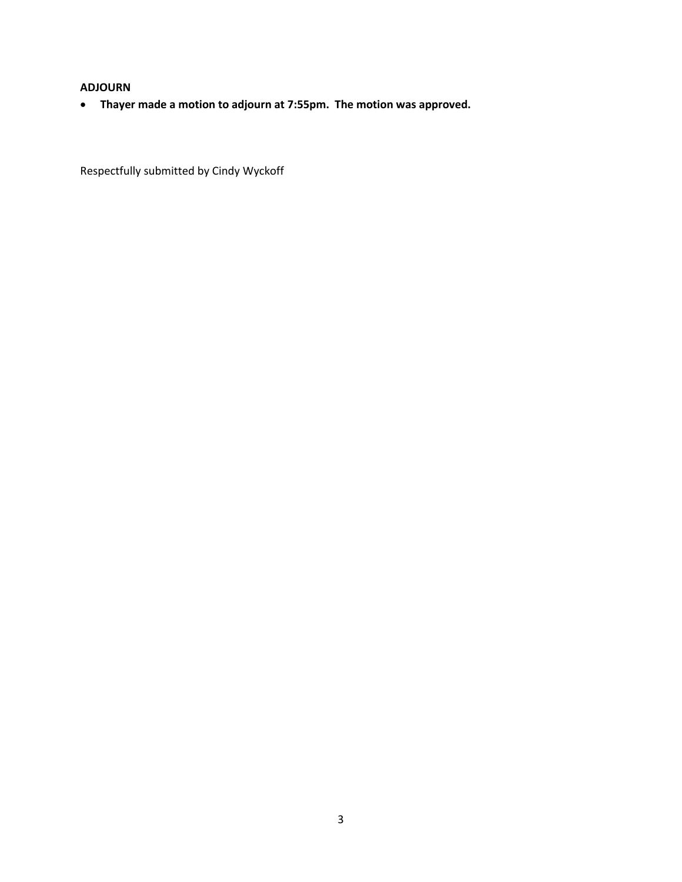**ADJOURN**

- **Thayer made a motion to adjourn at 7:55pm. The motion was approved.**

Respectfully submitted by Cindy Wyckoff